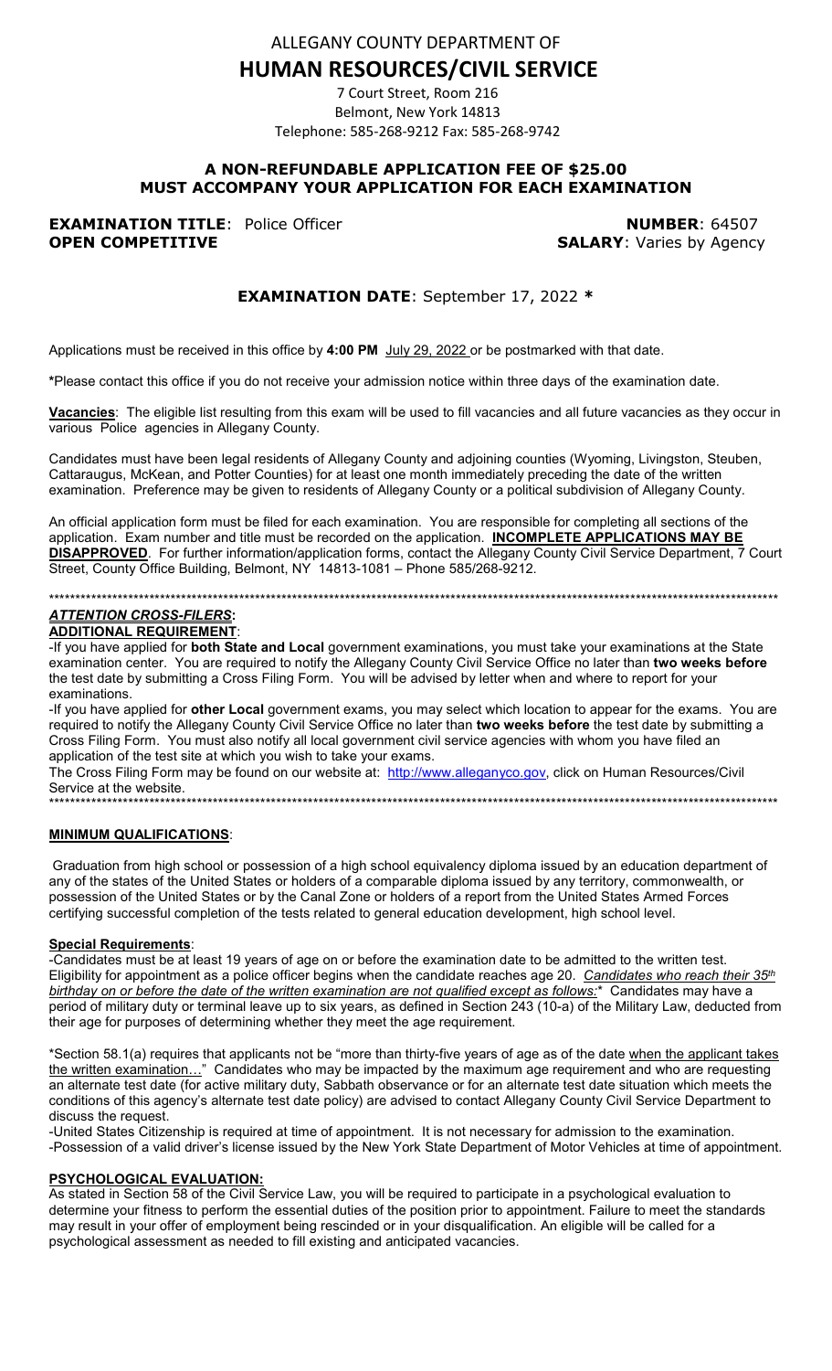# ALLEGANY COUNTY DEPARTMENT OF
# HUMAN RESOURCES/CIVIL SERVICE

7 Court Street, Room 216
Belmont, New York 14813
Telephone: 585-268-9212 Fax: 585-268-9742

**A NON-REFUNDABLE APPLICATION FEE OF $25.00**
**MUST ACCOMPANY YOUR APPLICATION FOR EACH EXAMINATION**

**EXAMINATION TITLE**: Police Officer **NUMBER**: 64507
**OPEN COMPETITIVE** **SALARY**: Varies by Agency

**EXAMINATION DATE**: September 17, 2022 *

Applications must be received in this office by **4:00 PM** July 29, 2022 or be postmarked with that date.

***Please contact this office if you do not receive your admission notice within three days of the examination date.**

**Vacancies**: The eligible list resulting from this exam will be used to fill vacancies and all future vacancies as they occur in various Police agencies in Allegany County.

Candidates must have been legal residents of Allegany County and adjoining counties (Wyoming, Livingston, Steuben, Cattaraugus, McKean, and Potter Counties) for at least one month immediately preceding the date of the written examination. Preference may be given to residents of Allegany County or a political subdivision of Allegany County.

An official application form must be filed for each examination. You are responsible for completing all sections of the application. Exam number and title must be recorded on the application. **INCOMPLETE APPLICATIONS MAY BE DISAPPROVED**. For further information/application forms, contact the Allegany County Civil Service Department, 7 Court Street, County Office Building, Belmont, NY 14813-1081 – Phone 585/268-9212.

******************************************************************************************************************************************

***ATTENTION CROSS-FILERS*:**

**ADDITIONAL REQUIREMENT**:

-If you have applied for **both State and Local** government examinations, you must take your examinations at the State examination center. You are required to notify the Allegany County Civil Service Office no later than **two weeks before** the test date by submitting a Cross Filing Form. You will be advised by letter when and where to report for your examinations.

-If you have applied for **other Local** government exams, you may select which location to appear for the exams. You are required to notify the Allegany County Civil Service Office no later than **two weeks before** the test date by submitting a Cross Filing Form. You must also notify all local government civil service agencies with whom you have filed an application of the test site at which you wish to take your exams.

The Cross Filing Form may be found on our website at: http://www.alleganyco.gov, click on Human Resources/Civil Service at the website.

******************************************************************************************************************************************

**MINIMUM QUALIFICATIONS**:

Graduation from high school or possession of a high school equivalency diploma issued by an education department of any of the states of the United States or holders of a comparable diploma issued by any territory, commonwealth, or possession of the United States or by the Canal Zone or holders of a report from the United States Armed Forces certifying successful completion of the tests related to general education development, high school level.

**Special Requirements**:

-Candidates must be at least 19 years of age on or before the examination date to be admitted to the written test. Eligibility for appointment as a police officer begins when the candidate reaches age 20. *Candidates who reach their 35th birthday on or before the date of the written examination are not qualified except as follows:** Candidates may have a period of military duty or terminal leave up to six years, as defined in Section 243 (10-a) of the Military Law, deducted from their age for purposes of determining whether they meet the age requirement.

*Section 58.1(a) requires that applicants not be "more than thirty-five years of age as of the date when the applicant takes the written examination…" Candidates who may be impacted by the maximum age requirement and who are requesting an alternate test date (for active military duty, Sabbath observance or for an alternate test date situation which meets the conditions of this agency's alternate test date policy) are advised to contact Allegany County Civil Service Department to discuss the request.

-United States Citizenship is required at time of appointment. It is not necessary for admission to the examination.

-Possession of a valid driver's license issued by the New York State Department of Motor Vehicles at time of appointment.

**PSYCHOLOGICAL EVALUATION:**

As stated in Section 58 of the Civil Service Law, you will be required to participate in a psychological evaluation to determine your fitness to perform the essential duties of the position prior to appointment. Failure to meet the standards may result in your offer of employment being rescinded or in your disqualification. An eligible will be called for a psychological assessment as needed to fill existing and anticipated vacancies.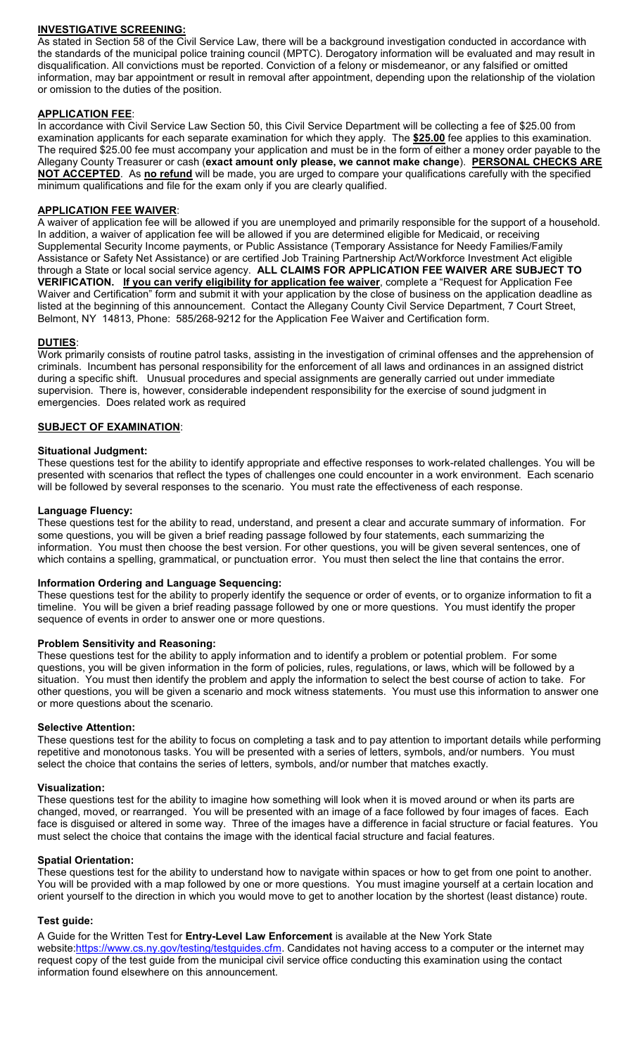**INVESTIGATIVE SCREENING:**

As stated in Section 58 of the Civil Service Law, there will be a background investigation conducted in accordance with the standards of the municipal police training council (MPTC). Derogatory information will be evaluated and may result in disqualification. All convictions must be reported. Conviction of a felony or misdemeanor, or any falsified or omitted information, may bar appointment or result in removal after appointment, depending upon the relationship of the violation or omission to the duties of the position.

**APPLICATION FEE**:

In accordance with Civil Service Law Section 50, this Civil Service Department will be collecting a fee of $25.00 from examination applicants for each separate examination for which they apply. The **$25.00** fee applies to this examination. The required $25.00 fee must accompany your application and must be in the form of either a money order payable to the Allegany County Treasurer or cash (**exact amount only please, we cannot make change**). **PERSONAL CHECKS ARE NOT ACCEPTED**. As **no refund** will be made, you are urged to compare your qualifications carefully with the specified minimum qualifications and file for the exam only if you are clearly qualified.

**APPLICATION FEE WAIVER**:

A waiver of application fee will be allowed if you are unemployed and primarily responsible for the support of a household. In addition, a waiver of application fee will be allowed if you are determined eligible for Medicaid, or receiving Supplemental Security Income payments, or Public Assistance (Temporary Assistance for Needy Families/Family Assistance or Safety Net Assistance) or are certified Job Training Partnership Act/Workforce Investment Act eligible through a State or local social service agency. **ALL CLAIMS FOR APPLICATION FEE WAIVER ARE SUBJECT TO VERIFICATION. If you can verify eligibility for application fee waiver**, complete a "Request for Application Fee Waiver and Certification" form and submit it with your application by the close of business on the application deadline as listed at the beginning of this announcement. Contact the Allegany County Civil Service Department, 7 Court Street, Belmont, NY 14813, Phone: 585/268-9212 for the Application Fee Waiver and Certification form.

**DUTIES**:

Work primarily consists of routine patrol tasks, assisting in the investigation of criminal offenses and the apprehension of criminals. Incumbent has personal responsibility for the enforcement of all laws and ordinances in an assigned district during a specific shift. Unusual procedures and special assignments are generally carried out under immediate supervision. There is, however, considerable independent responsibility for the exercise of sound judgment in emergencies. Does related work as required

**SUBJECT OF EXAMINATION**:

**Situational Judgment:**

These questions test for the ability to identify appropriate and effective responses to work-related challenges. You will be presented with scenarios that reflect the types of challenges one could encounter in a work environment. Each scenario will be followed by several responses to the scenario. You must rate the effectiveness of each response.

**Language Fluency:**

These questions test for the ability to read, understand, and present a clear and accurate summary of information. For some questions, you will be given a brief reading passage followed by four statements, each summarizing the information. You must then choose the best version. For other questions, you will be given several sentences, one of which contains a spelling, grammatical, or punctuation error. You must then select the line that contains the error.

**Information Ordering and Language Sequencing:**

These questions test for the ability to properly identify the sequence or order of events, or to organize information to fit a timeline. You will be given a brief reading passage followed by one or more questions. You must identify the proper sequence of events in order to answer one or more questions.

**Problem Sensitivity and Reasoning:**

These questions test for the ability to apply information and to identify a problem or potential problem. For some questions, you will be given information in the form of policies, rules, regulations, or laws, which will be followed by a situation. You must then identify the problem and apply the information to select the best course of action to take. For other questions, you will be given a scenario and mock witness statements. You must use this information to answer one or more questions about the scenario.

**Selective Attention:**

These questions test for the ability to focus on completing a task and to pay attention to important details while performing repetitive and monotonous tasks. You will be presented with a series of letters, symbols, and/or numbers. You must select the choice that contains the series of letters, symbols, and/or number that matches exactly.

**Visualization:**

These questions test for the ability to imagine how something will look when it is moved around or when its parts are changed, moved, or rearranged. You will be presented with an image of a face followed by four images of faces. Each face is disguised or altered in some way. Three of the images have a difference in facial structure or facial features. You must select the choice that contains the image with the identical facial structure and facial features.

**Spatial Orientation:**

These questions test for the ability to understand how to navigate within spaces or how to get from one point to another. You will be provided with a map followed by one or more questions. You must imagine yourself at a certain location and orient yourself to the direction in which you would move to get to another location by the shortest (least distance) route.

**Test guide:**

A Guide for the Written Test for **Entry-Level Law Enforcement** is available at the New York State website:https://www.cs.ny.gov/testing/testguides.cfm. Candidates not having access to a computer or the internet may request copy of the test guide from the municipal civil service office conducting this examination using the contact information found elsewhere on this announcement.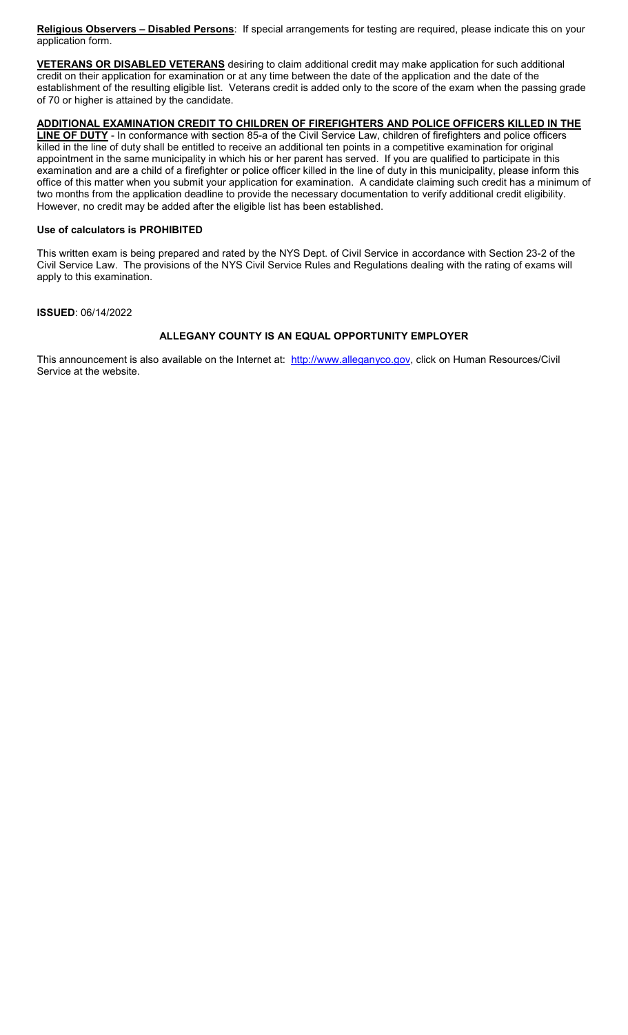**Religious Observers – Disabled Persons**: If special arrangements for testing are required, please indicate this on your application form.

**VETERANS OR DISABLED VETERANS** desiring to claim additional credit may make application for such additional credit on their application for examination or at any time between the date of the application and the date of the establishment of the resulting eligible list. Veterans credit is added only to the score of the exam when the passing grade of 70 or higher is attained by the candidate.

**ADDITIONAL EXAMINATION CREDIT TO CHILDREN OF FIREFIGHTERS AND POLICE OFFICERS KILLED IN THE LINE OF DUTY** - In conformance with section 85-a of the Civil Service Law, children of firefighters and police officers killed in the line of duty shall be entitled to receive an additional ten points in a competitive examination for original appointment in the same municipality in which his or her parent has served. If you are qualified to participate in this examination and are a child of a firefighter or police officer killed in the line of duty in this municipality, please inform this office of this matter when you submit your application for examination. A candidate claiming such credit has a minimum of two months from the application deadline to provide the necessary documentation to verify additional credit eligibility. However, no credit may be added after the eligible list has been established.

**Use of calculators is PROHIBITED**

This written exam is being prepared and rated by the NYS Dept. of Civil Service in accordance with Section 23-2 of the Civil Service Law. The provisions of the NYS Civil Service Rules and Regulations dealing with the rating of exams will apply to this examination.

**ISSUED**: 06/14/2022

**ALLEGANY COUNTY IS AN EQUAL OPPORTUNITY EMPLOYER**

This announcement is also available on the Internet at: http://www.alleganyco.gov, click on Human Resources/Civil Service at the website.